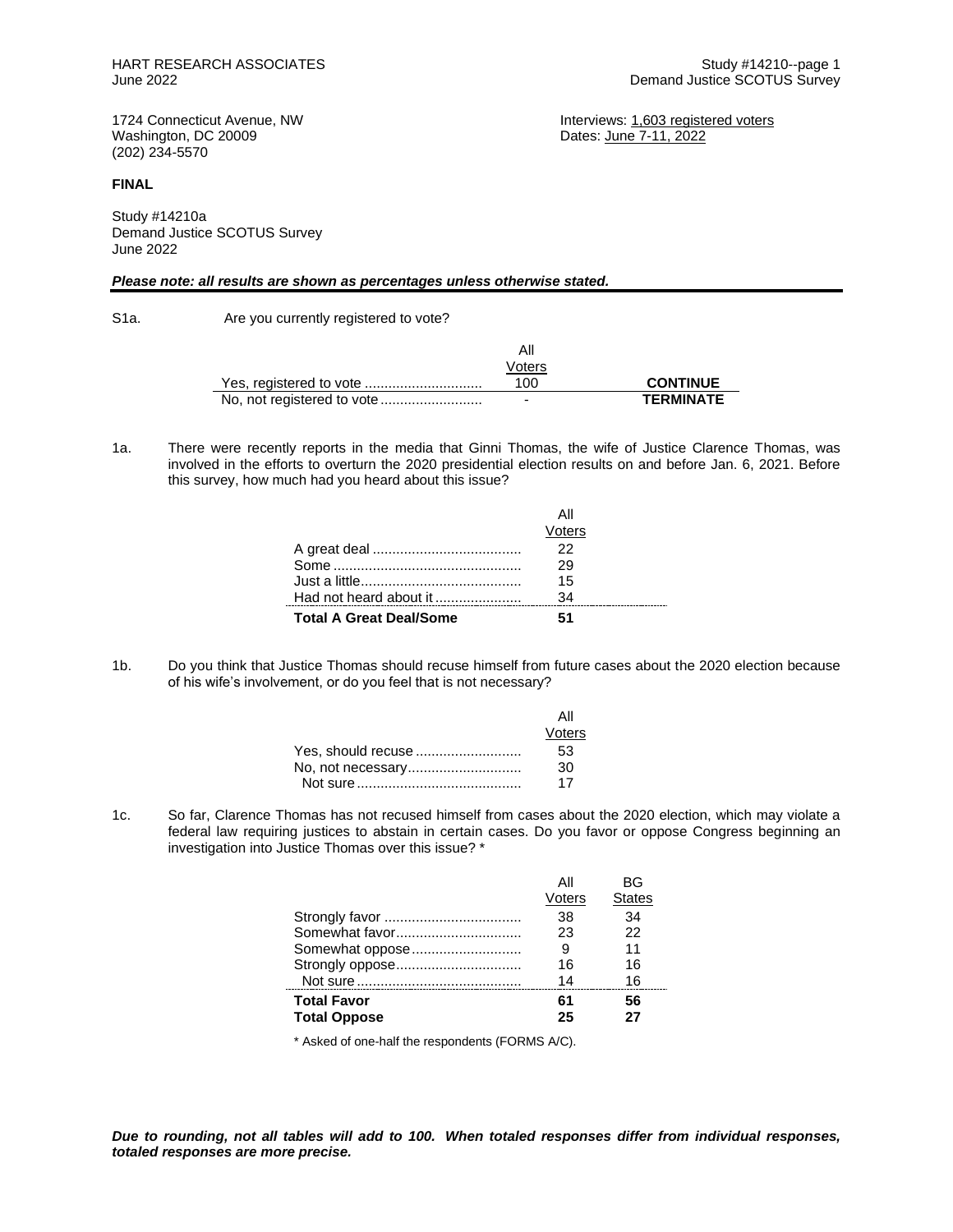HART RESEARCH ASSOCIATES
June 2022

Study #14210--page 1
Demand Justice SCOTUS Survey

1724 Connecticut Avenue, NW
Washington, DC 20009
(202) 234-5570

Interviews: 1,603 registered voters
Dates: June 7-11, 2022

**FINAL**

Study #14210a
Demand Justice SCOTUS Survey
June 2022

***Please note: all results are shown as percentages unless otherwise stated.***

S1a. Are you currently registered to vote?

| | All Voters | |
|---|---|---|
| Yes, registered to vote | 100 | **CONTINUE** |
| No, not registered to vote | - | **TERMINATE** |

1a. There were recently reports in the media that Ginni Thomas, the wife of Justice Clarence Thomas, was involved in the efforts to overturn the 2020 presidential election results on and before Jan. 6, 2021. Before this survey, how much had you heard about this issue?

| | All Voters |
|---|---|
| A great deal | 22 |
| Some | 29 |
| Just a little | 15 |
| Had not heard about it | 34 |
| **Total A Great Deal/Some** | **51** |

1b. Do you think that Justice Thomas should recuse himself from future cases about the 2020 election because of his wife's involvement, or do you feel that is not necessary?

| | All Voters |
|---|---|
| Yes, should recuse | 53 |
| No, not necessary | 30 |
| Not sure | 17 |

1c. So far, Clarence Thomas has not recused himself from cases about the 2020 election, which may violate a federal law requiring justices to abstain in certain cases. Do you favor or oppose Congress beginning an investigation into Justice Thomas over this issue? *

| | All Voters | BG States |
|---|---|---|
| Strongly favor | 38 | 34 |
| Somewhat favor | 23 | 22 |
| Somewhat oppose | 9 | 11 |
| Strongly oppose | 16 | 16 |
| Not sure | 14 | 16 |
| **Total Favor** | **61** | **56** |
| **Total Oppose** | **25** | **27** |

\* Asked of one-half the respondents (FORMS A/C).

***Due to rounding, not all tables will add to 100. When totaled responses differ from individual responses, totaled responses are more precise.***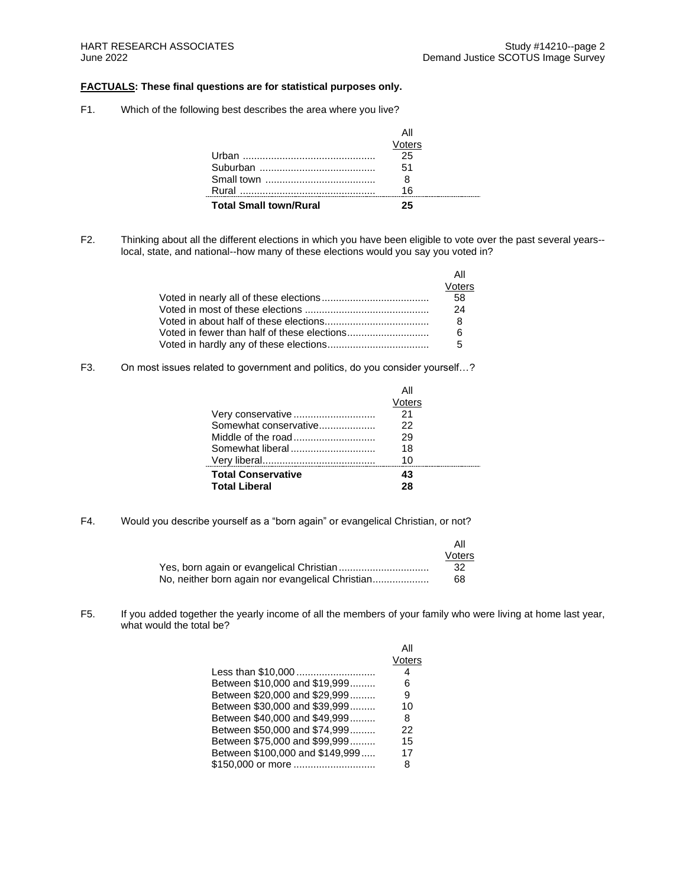**FACTUALS: These final questions are for statistical purposes only.**

F1. Which of the following best describes the area where you live?

| | All Voters |
|---|---|
| Urban | 25 |
| Suburban | 51 |
| Small town | 8 |
| Rural | 16 |
| **Total Small town/Rural** | **25** |

F2. Thinking about all the different elections in which you have been eligible to vote over the past several years--local, state, and national--how many of these elections would you say you voted in?

| | All Voters |
|---|---|
| Voted in nearly all of these elections | 58 |
| Voted in most of these elections | 24 |
| Voted in about half of these elections | 8 |
| Voted in fewer than half of these elections | 6 |
| Voted in hardly any of these elections | 5 |

F3. On most issues related to government and politics, do you consider yourself…?

| | All Voters |
|---|---|
| Very conservative | 21 |
| Somewhat conservative | 22 |
| Middle of the road | 29 |
| Somewhat liberal | 18 |
| Very liberal | 10 |
| **Total Conservative** | **43** |
| **Total Liberal** | **28** |

F4. Would you describe yourself as a "born again" or evangelical Christian, or not?

| | All Voters |
|---|---|
| Yes, born again or evangelical Christian | 32 |
| No, neither born again nor evangelical Christian | 68 |

F5. If you added together the yearly income of all the members of your family who were living at home last year, what would the total be?

| | All Voters |
|---|---|
| Less than $10,000 | 4 |
| Between $10,000 and $19,999 | 6 |
| Between $20,000 and $29,999 | 9 |
| Between $30,000 and $39,999 | 10 |
| Between $40,000 and $49,999 | 8 |
| Between $50,000 and $74,999 | 22 |
| Between $75,000 and $99,999 | 15 |
| Between $100,000 and $149,999 | 17 |
| $150,000 or more | 8 |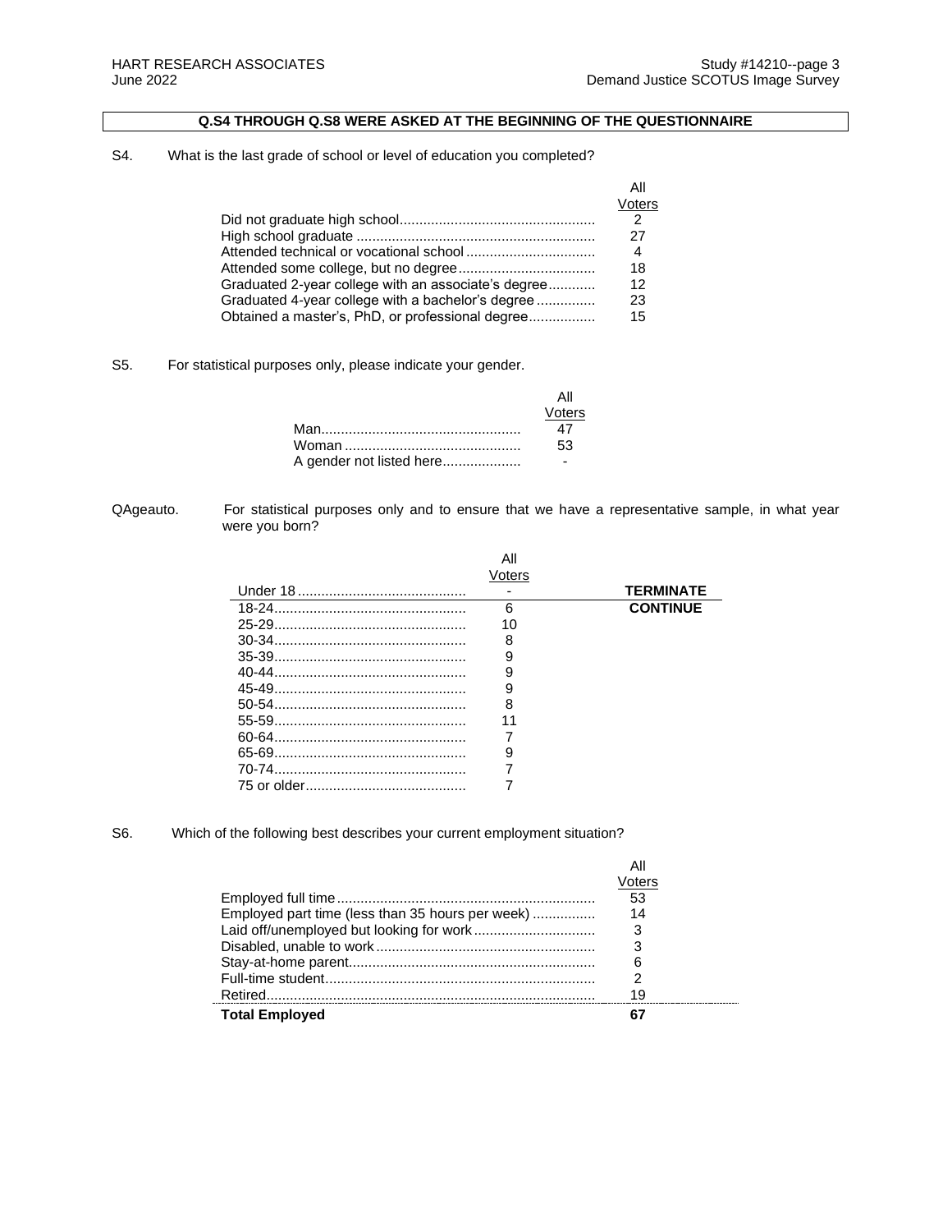**Q.S4 THROUGH Q.S8 WERE ASKED AT THE BEGINNING OF THE QUESTIONNAIRE**

S4. What is the last grade of school or level of education you completed?

| | All Voters |
|---|---|
| Did not graduate high school | 2 |
| High school graduate | 27 |
| Attended technical or vocational school | 4 |
| Attended some college, but no degree | 18 |
| Graduated 2-year college with an associate's degree | 12 |
| Graduated 4-year college with a bachelor's degree | 23 |
| Obtained a master's, PhD, or professional degree | 15 |

S5. For statistical purposes only, please indicate your gender.

| | All Voters |
|---|---|
| Man | 47 |
| Woman | 53 |
| A gender not listed here | - |

QAgeauto. For statistical purposes only and to ensure that we have a representative sample, in what year were you born?

| | All Voters | |
|---|---|---|
| Under 18 | - | **TERMINATE** |
| 18-24 | 6 | **CONTINUE** |
| 25-29 | 10 | |
| 30-34 | 8 | |
| 35-39 | 9 | |
| 40-44 | 9 | |
| 45-49 | 9 | |
| 50-54 | 8 | |
| 55-59 | 11 | |
| 60-64 | 7 | |
| 65-69 | 9 | |
| 70-74 | 7 | |
| 75 or older | 7 | |

S6. Which of the following best describes your current employment situation?

| | All Voters |
|---|---|
| Employed full time | 53 |
| Employed part time (less than 35 hours per week) | 14 |
| Laid off/unemployed but looking for work | 3 |
| Disabled, unable to work | 3 |
| Stay-at-home parent | 6 |
| Full-time student | 2 |
| Retired | 19 |
| **Total Employed** | **67** |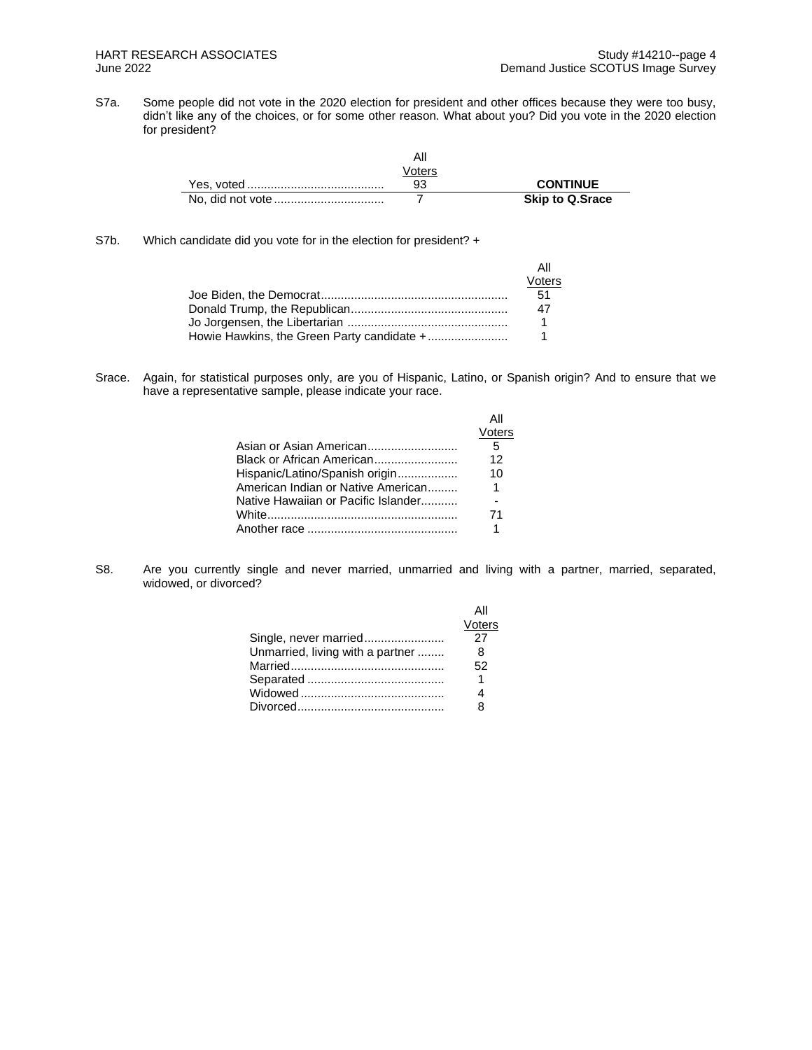S7a. Some people did not vote in the 2020 election for president and other offices because they were too busy, didn't like any of the choices, or for some other reason. What about you? Did you vote in the 2020 election for president?

| | All Voters | |
|---|---|---|
| Yes, voted | 93 | **CONTINUE** |
| No, did not vote | 7 | **Skip to Q.Srace** |

S7b. Which candidate did you vote for in the election for president? +

| | All Voters |
|---|---|
| Joe Biden, the Democrat | 51 |
| Donald Trump, the Republican | 47 |
| Jo Jorgensen, the Libertarian | 1 |
| Howie Hawkins, the Green Party candidate + | 1 |

Srace. Again, for statistical purposes only, are you of Hispanic, Latino, or Spanish origin? And to ensure that we have a representative sample, please indicate your race.

| | All Voters |
|---|---|
| Asian or Asian American | 5 |
| Black or African American | 12 |
| Hispanic/Latino/Spanish origin | 10 |
| American Indian or Native American | 1 |
| Native Hawaiian or Pacific Islander | - |
| White | 71 |
| Another race | 1 |

S8. Are you currently single and never married, unmarried and living with a partner, married, separated, widowed, or divorced?

| | All Voters |
|---|---|
| Single, never married | 27 |
| Unmarried, living with a partner | 8 |
| Married | 52 |
| Separated | 1 |
| Widowed | 4 |
| Divorced | 8 |